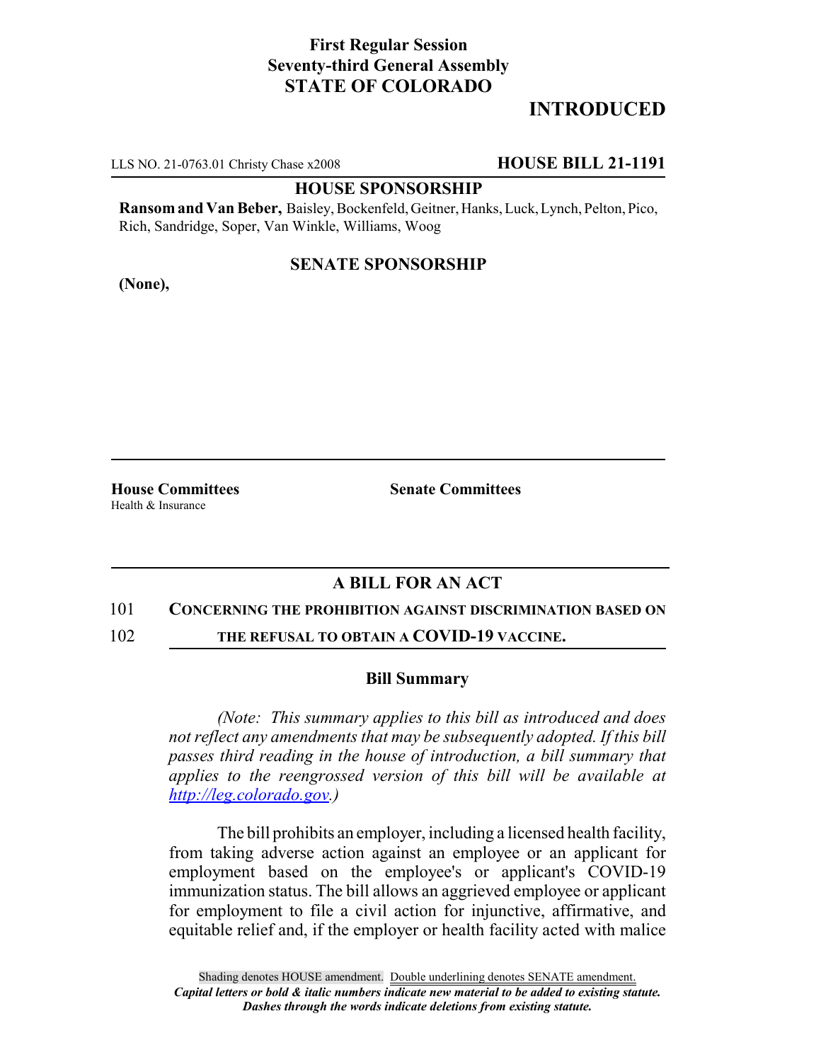**First Regular Session**
**Seventy-third General Assembly**
**STATE OF COLORADO**

# INTRODUCTED

LLS NO. 21-0763.01 Christy Chase x2008 **HOUSE BILL 21-1191**

**HOUSE SPONSORSHIP**

**Ransom and Van Beber,** Baisley, Bockenfeld, Geitner, Hanks, Luck, Lynch, Pelton, Pico, Rich, Sandridge, Soper, Van Winkle, Williams, Woog

**SENATE SPONSORSHIP**

**(None),**

**House Committees**
Health & Insurance

**Senate Committees**

## A BILL FOR AN ACT

101 **CONCERNING THE PROHIBITION AGAINST DISCRIMINATION BASED ON**
102 **THE REFUSAL TO OBTAIN A COVID-19 VACCINE.**

### Bill Summary

*(Note: This summary applies to this bill as introduced and does not reflect any amendments that may be subsequently adopted. If this bill passes third reading in the house of introduction, a bill summary that applies to the reengrossed version of this bill will be available at http://leg.colorado.gov.)*

The bill prohibits an employer, including a licensed health facility, from taking adverse action against an employee or an applicant for employment based on the employee's or applicant's COVID-19 immunization status. The bill allows an aggrieved employee or applicant for employment to file a civil action for injunctive, affirmative, and equitable relief and, if the employer or health facility acted with malice

Shading denotes HOUSE amendment. Double underlining denotes SENATE amendment.
***Capital letters or bold & italic numbers indicate new material to be added to existing statute.***
***Dashes through the words indicate deletions from existing statute.***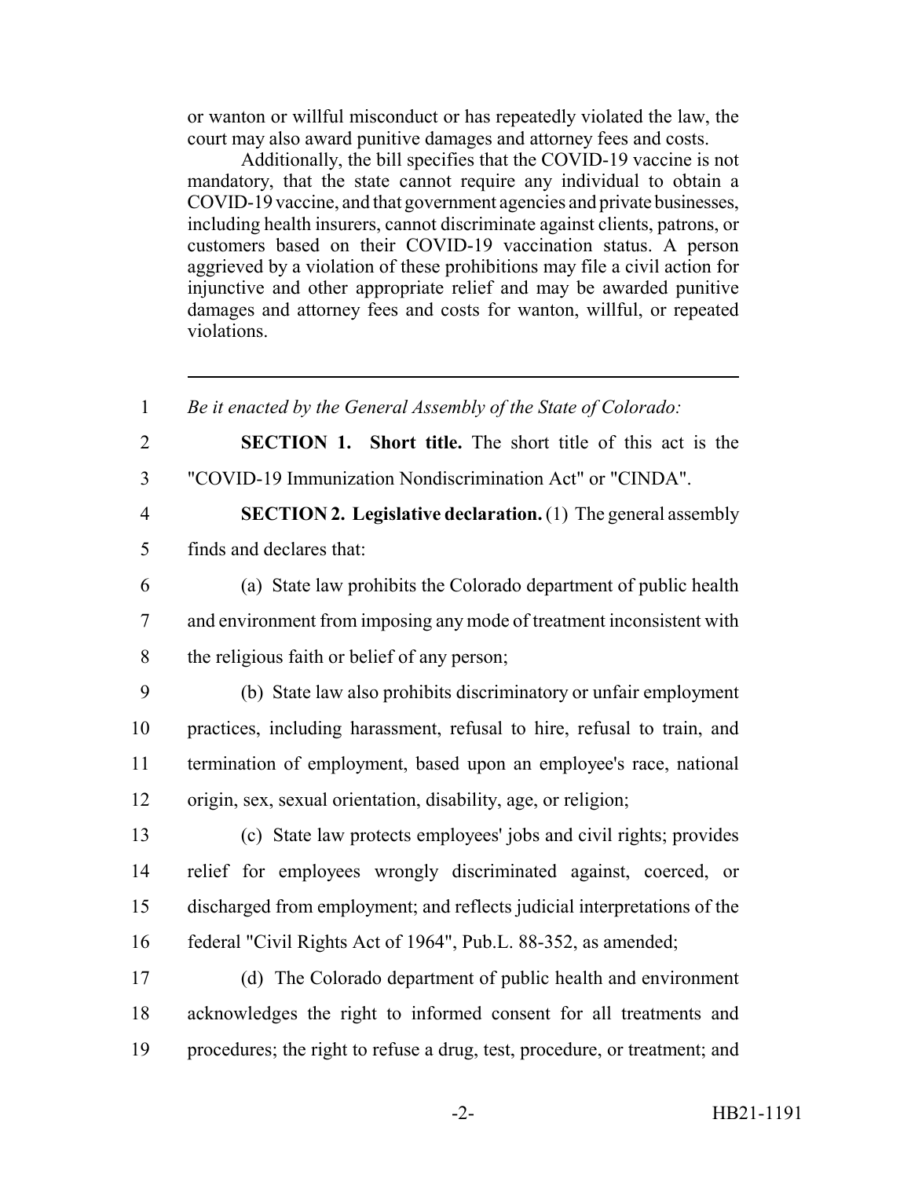or wanton or willful misconduct or has repeatedly violated the law, the court may also award punitive damages and attorney fees and costs.

Additionally, the bill specifies that the COVID-19 vaccine is not mandatory, that the state cannot require any individual to obtain a COVID-19 vaccine, and that government agencies and private businesses, including health insurers, cannot discriminate against clients, patrons, or customers based on their COVID-19 vaccination status. A person aggrieved by a violation of these prohibitions may file a civil action for injunctive and other appropriate relief and may be awarded punitive damages and attorney fees and costs for wanton, willful, or repeated violations.

---

1 *Be it enacted by the General Assembly of the State of Colorado:*

2 **SECTION 1. Short title.** The short title of this act is the
3 "COVID-19 Immunization Nondiscrimination Act" or "CINDA".

4 **SECTION 2. Legislative declaration.** (1) The general assembly
5 finds and declares that:

6 (a) State law prohibits the Colorado department of public health
7 and environment from imposing any mode of treatment inconsistent with
8 the religious faith or belief of any person;

9 (b) State law also prohibits discriminatory or unfair employment
10 practices, including harassment, refusal to hire, refusal to train, and
11 termination of employment, based upon an employee's race, national
12 origin, sex, sexual orientation, disability, age, or religion;

13 (c) State law protects employees' jobs and civil rights; provides
14 relief for employees wrongly discriminated against, coerced, or
15 discharged from employment; and reflects judicial interpretations of the
16 federal "Civil Rights Act of 1964", Pub.L. 88-352, as amended;

17 (d) The Colorado department of public health and environment
18 acknowledges the right to informed consent for all treatments and
19 procedures; the right to refuse a drug, test, procedure, or treatment; and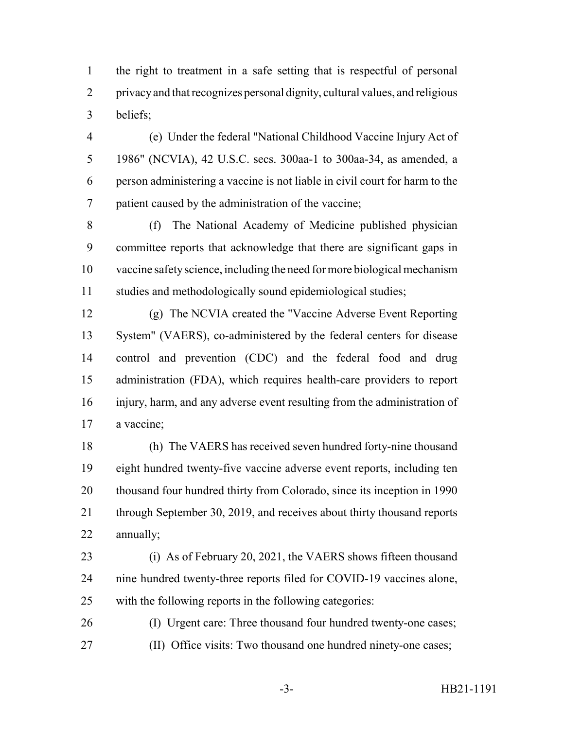the right to treatment in a safe setting that is respectful of personal privacy and that recognizes personal dignity, cultural values, and religious beliefs;

(e) Under the federal "National Childhood Vaccine Injury Act of 1986" (NCVIA), 42 U.S.C. secs. 300aa-1 to 300aa-34, as amended, a person administering a vaccine is not liable in civil court for harm to the patient caused by the administration of the vaccine;

(f) The National Academy of Medicine published physician committee reports that acknowledge that there are significant gaps in vaccine safety science, including the need for more biological mechanism studies and methodologically sound epidemiological studies;

(g) The NCVIA created the "Vaccine Adverse Event Reporting System" (VAERS), co-administered by the federal centers for disease control and prevention (CDC) and the federal food and drug administration (FDA), which requires health-care providers to report injury, harm, and any adverse event resulting from the administration of a vaccine;

(h) The VAERS has received seven hundred forty-nine thousand eight hundred twenty-five vaccine adverse event reports, including ten thousand four hundred thirty from Colorado, since its inception in 1990 through September 30, 2019, and receives about thirty thousand reports annually;

(i) As of February 20, 2021, the VAERS shows fifteen thousand nine hundred twenty-three reports filed for COVID-19 vaccines alone, with the following reports in the following categories:

(I) Urgent care: Three thousand four hundred twenty-one cases;

(II) Office visits: Two thousand one hundred ninety-one cases;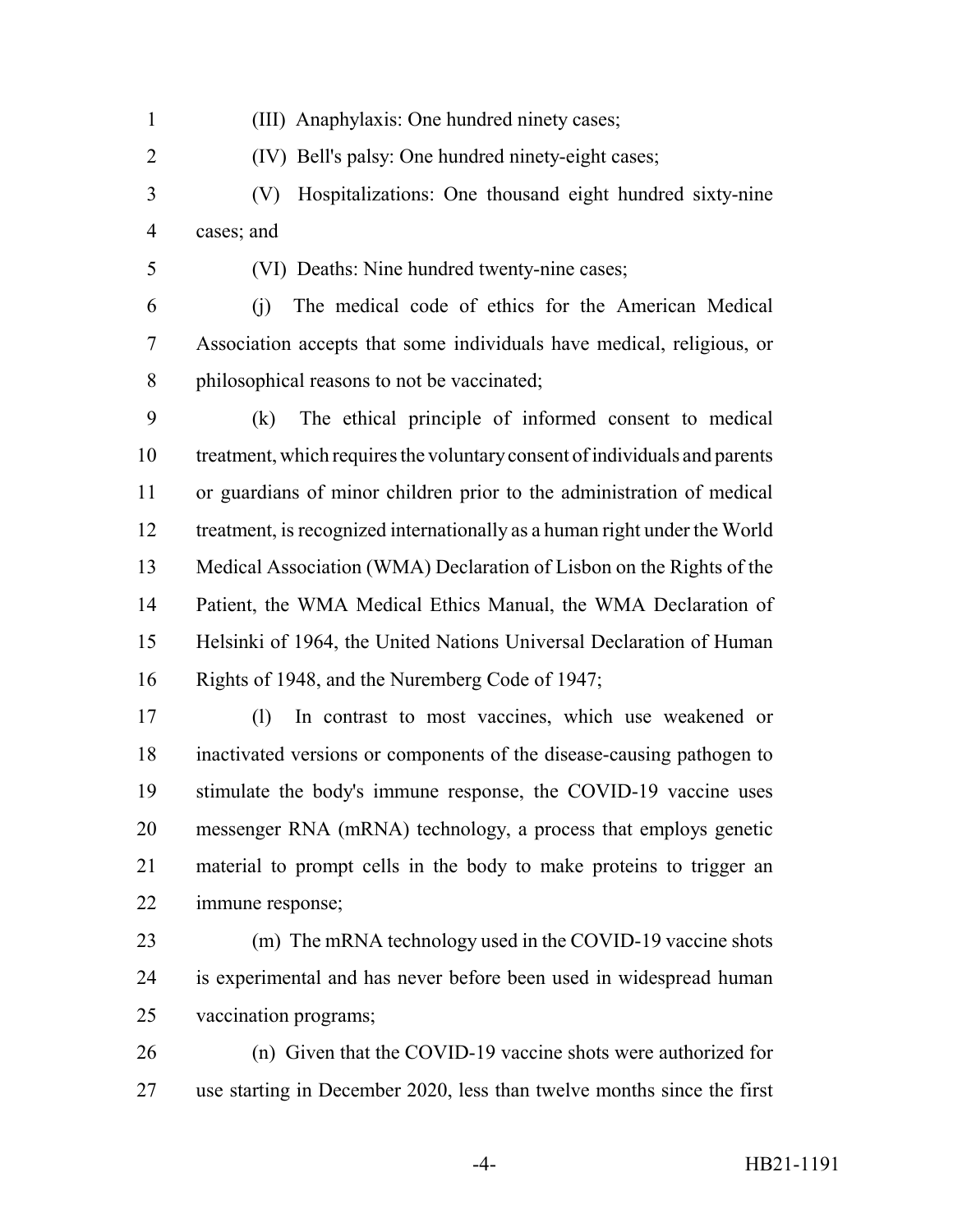(III) Anaphylaxis: One hundred ninety cases;

(IV) Bell's palsy: One hundred ninety-eight cases;

(V) Hospitalizations: One thousand eight hundred sixty-nine cases; and

(VI) Deaths: Nine hundred twenty-nine cases;

(j) The medical code of ethics for the American Medical Association accepts that some individuals have medical, religious, or philosophical reasons to not be vaccinated;

(k) The ethical principle of informed consent to medical treatment, which requires the voluntary consent of individuals and parents or guardians of minor children prior to the administration of medical treatment, is recognized internationally as a human right under the World Medical Association (WMA) Declaration of Lisbon on the Rights of the Patient, the WMA Medical Ethics Manual, the WMA Declaration of Helsinki of 1964, the United Nations Universal Declaration of Human Rights of 1948, and the Nuremberg Code of 1947;

(l) In contrast to most vaccines, which use weakened or inactivated versions or components of the disease-causing pathogen to stimulate the body's immune response, the COVID-19 vaccine uses messenger RNA (mRNA) technology, a process that employs genetic material to prompt cells in the body to make proteins to trigger an immune response;

(m) The mRNA technology used in the COVID-19 vaccine shots is experimental and has never before been used in widespread human vaccination programs;

(n) Given that the COVID-19 vaccine shots were authorized for use starting in December 2020, less than twelve months since the first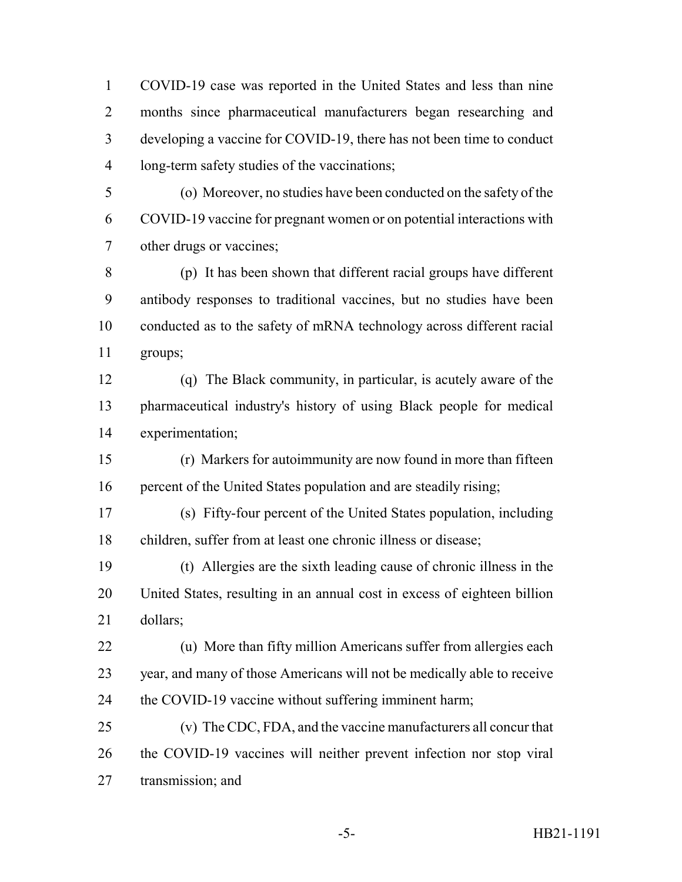COVID-19 case was reported in the United States and less than nine months since pharmaceutical manufacturers began researching and developing a vaccine for COVID-19, there has not been time to conduct long-term safety studies of the vaccinations;

(o) Moreover, no studies have been conducted on the safety of the COVID-19 vaccine for pregnant women or on potential interactions with other drugs or vaccines;

(p) It has been shown that different racial groups have different antibody responses to traditional vaccines, but no studies have been conducted as to the safety of mRNA technology across different racial groups;

(q) The Black community, in particular, is acutely aware of the pharmaceutical industry's history of using Black people for medical experimentation;

(r) Markers for autoimmunity are now found in more than fifteen percent of the United States population and are steadily rising;

(s) Fifty-four percent of the United States population, including children, suffer from at least one chronic illness or disease;

(t) Allergies are the sixth leading cause of chronic illness in the United States, resulting in an annual cost in excess of eighteen billion dollars;

(u) More than fifty million Americans suffer from allergies each year, and many of those Americans will not be medically able to receive the COVID-19 vaccine without suffering imminent harm;

(v) The CDC, FDA, and the vaccine manufacturers all concur that the COVID-19 vaccines will neither prevent infection nor stop viral transmission; and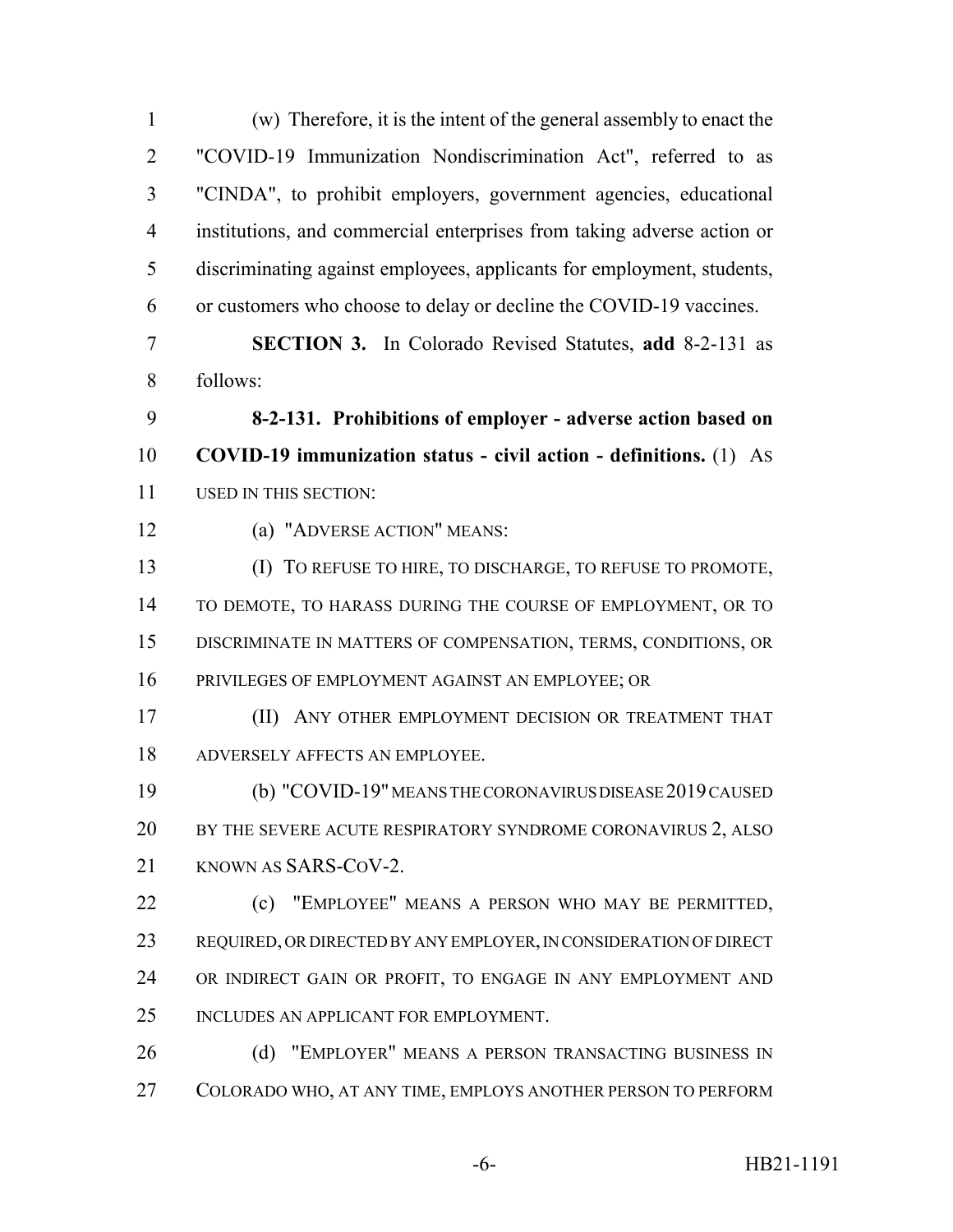(w) Therefore, it is the intent of the general assembly to enact the "COVID-19 Immunization Nondiscrimination Act", referred to as "CINDA", to prohibit employers, government agencies, educational institutions, and commercial enterprises from taking adverse action or discriminating against employees, applicants for employment, students, or customers who choose to delay or decline the COVID-19 vaccines.

**SECTION 3.** In Colorado Revised Statutes, **add** 8-2-131 as follows:

**8-2-131. Prohibitions of employer - adverse action based on COVID-19 immunization status - civil action - definitions.** (1) AS USED IN THIS SECTION:

(a) "ADVERSE ACTION" MEANS:

(I) TO REFUSE TO HIRE, TO DISCHARGE, TO REFUSE TO PROMOTE, TO DEMOTE, TO HARASS DURING THE COURSE OF EMPLOYMENT, OR TO DISCRIMINATE IN MATTERS OF COMPENSATION, TERMS, CONDITIONS, OR PRIVILEGES OF EMPLOYMENT AGAINST AN EMPLOYEE; OR

(II) ANY OTHER EMPLOYMENT DECISION OR TREATMENT THAT ADVERSELY AFFECTS AN EMPLOYEE.

(b) "COVID-19" MEANS THE CORONAVIRUS DISEASE 2019 CAUSED BY THE SEVERE ACUTE RESPIRATORY SYNDROME CORONAVIRUS 2, ALSO KNOWN AS SARS-COV-2.

(c) "EMPLOYEE" MEANS A PERSON WHO MAY BE PERMITTED, REQUIRED, OR DIRECTED BY ANY EMPLOYER, IN CONSIDERATION OF DIRECT OR INDIRECT GAIN OR PROFIT, TO ENGAGE IN ANY EMPLOYMENT AND INCLUDES AN APPLICANT FOR EMPLOYMENT.

(d) "EMPLOYER" MEANS A PERSON TRANSACTING BUSINESS IN COLORADO WHO, AT ANY TIME, EMPLOYS ANOTHER PERSON TO PERFORM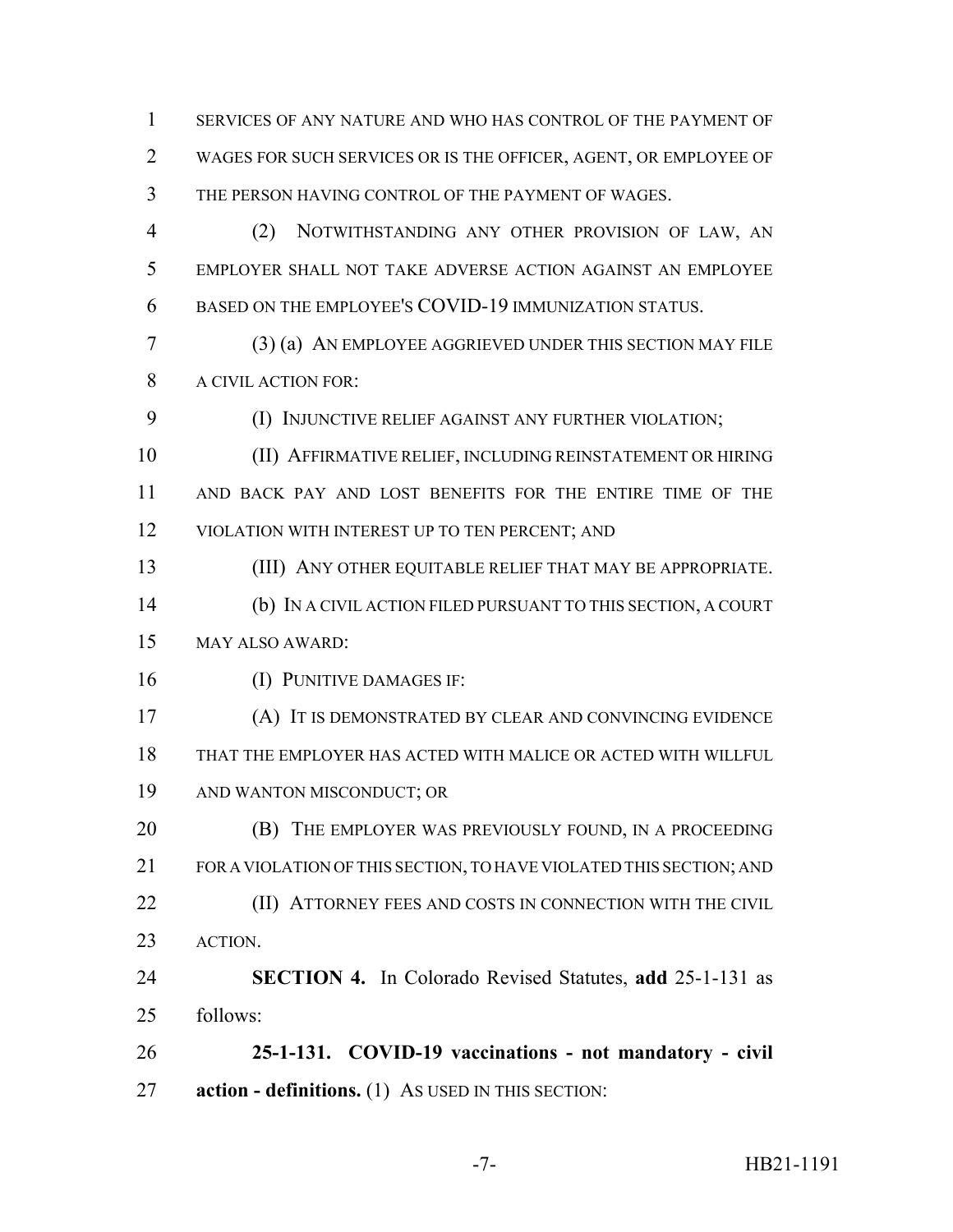SERVICES OF ANY NATURE AND WHO HAS CONTROL OF THE PAYMENT OF WAGES FOR SUCH SERVICES OR IS THE OFFICER, AGENT, OR EMPLOYEE OF THE PERSON HAVING CONTROL OF THE PAYMENT OF WAGES.

(2) NOTWITHSTANDING ANY OTHER PROVISION OF LAW, AN EMPLOYER SHALL NOT TAKE ADVERSE ACTION AGAINST AN EMPLOYEE BASED ON THE EMPLOYEE'S COVID-19 IMMUNIZATION STATUS.

(3) (a) AN EMPLOYEE AGGRIEVED UNDER THIS SECTION MAY FILE A CIVIL ACTION FOR:

(I) INJUNCTIVE RELIEF AGAINST ANY FURTHER VIOLATION;

(II) AFFIRMATIVE RELIEF, INCLUDING REINSTATEMENT OR HIRING AND BACK PAY AND LOST BENEFITS FOR THE ENTIRE TIME OF THE VIOLATION WITH INTEREST UP TO TEN PERCENT; AND

(III) ANY OTHER EQUITABLE RELIEF THAT MAY BE APPROPRIATE.

(b) IN A CIVIL ACTION FILED PURSUANT TO THIS SECTION, A COURT MAY ALSO AWARD:

(I) PUNITIVE DAMAGES IF:

(A) IT IS DEMONSTRATED BY CLEAR AND CONVINCING EVIDENCE THAT THE EMPLOYER HAS ACTED WITH MALICE OR ACTED WITH WILLFUL AND WANTON MISCONDUCT; OR

(B) THE EMPLOYER WAS PREVIOUSLY FOUND, IN A PROCEEDING FOR A VIOLATION OF THIS SECTION, TO HAVE VIOLATED THIS SECTION; AND

(II) ATTORNEY FEES AND COSTS IN CONNECTION WITH THE CIVIL ACTION.

**SECTION 4.** In Colorado Revised Statutes, **add** 25-1-131 as follows:

**25-1-131. COVID-19 vaccinations - not mandatory - civil action - definitions.** (1) AS USED IN THIS SECTION: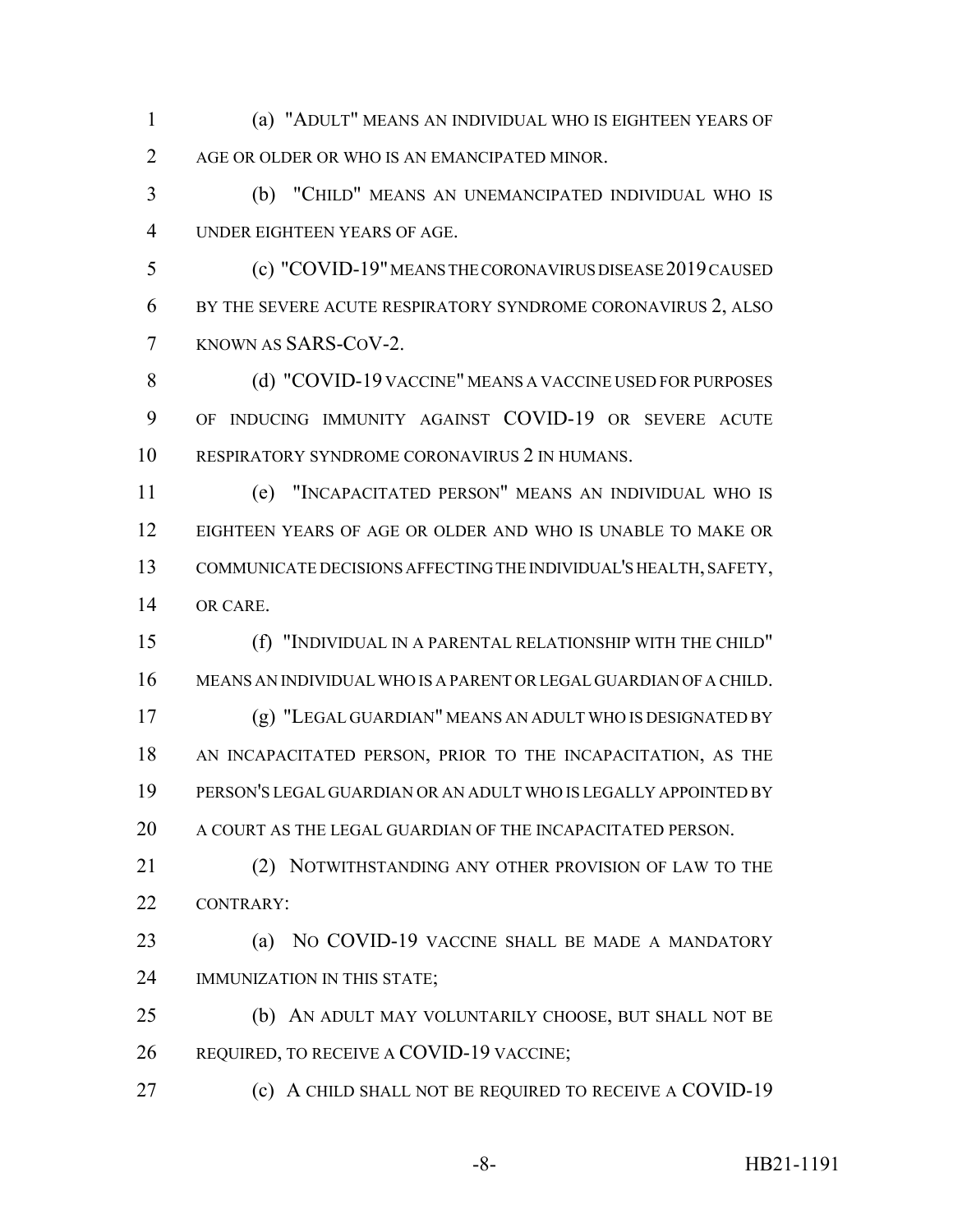(a) "ADULT" MEANS AN INDIVIDUAL WHO IS EIGHTEEN YEARS OF AGE OR OLDER OR WHO IS AN EMANCIPATED MINOR.

(b) "CHILD" MEANS AN UNEMANCIPATED INDIVIDUAL WHO IS UNDER EIGHTEEN YEARS OF AGE.

(c) "COVID-19" MEANS THE CORONAVIRUS DISEASE 2019 CAUSED BY THE SEVERE ACUTE RESPIRATORY SYNDROME CORONAVIRUS 2, ALSO KNOWN AS SARS-COV-2.

(d) "COVID-19 VACCINE" MEANS A VACCINE USED FOR PURPOSES OF INDUCING IMMUNITY AGAINST COVID-19 OR SEVERE ACUTE RESPIRATORY SYNDROME CORONAVIRUS 2 IN HUMANS.

(e) "INCAPACITATED PERSON" MEANS AN INDIVIDUAL WHO IS EIGHTEEN YEARS OF AGE OR OLDER AND WHO IS UNABLE TO MAKE OR COMMUNICATE DECISIONS AFFECTING THE INDIVIDUAL'S HEALTH, SAFETY, OR CARE.

(f) "INDIVIDUAL IN A PARENTAL RELATIONSHIP WITH THE CHILD" MEANS AN INDIVIDUAL WHO IS A PARENT OR LEGAL GUARDIAN OF A CHILD.

(g) "LEGAL GUARDIAN" MEANS AN ADULT WHO IS DESIGNATED BY AN INCAPACITATED PERSON, PRIOR TO THE INCAPACITATION, AS THE PERSON'S LEGAL GUARDIAN OR AN ADULT WHO IS LEGALLY APPOINTED BY A COURT AS THE LEGAL GUARDIAN OF THE INCAPACITATED PERSON.

(2) NOTWITHSTANDING ANY OTHER PROVISION OF LAW TO THE CONTRARY:

(a) NO COVID-19 VACCINE SHALL BE MADE A MANDATORY IMMUNIZATION IN THIS STATE;

(b) AN ADULT MAY VOLUNTARILY CHOOSE, BUT SHALL NOT BE REQUIRED, TO RECEIVE A COVID-19 VACCINE;

(c) A CHILD SHALL NOT BE REQUIRED TO RECEIVE A COVID-19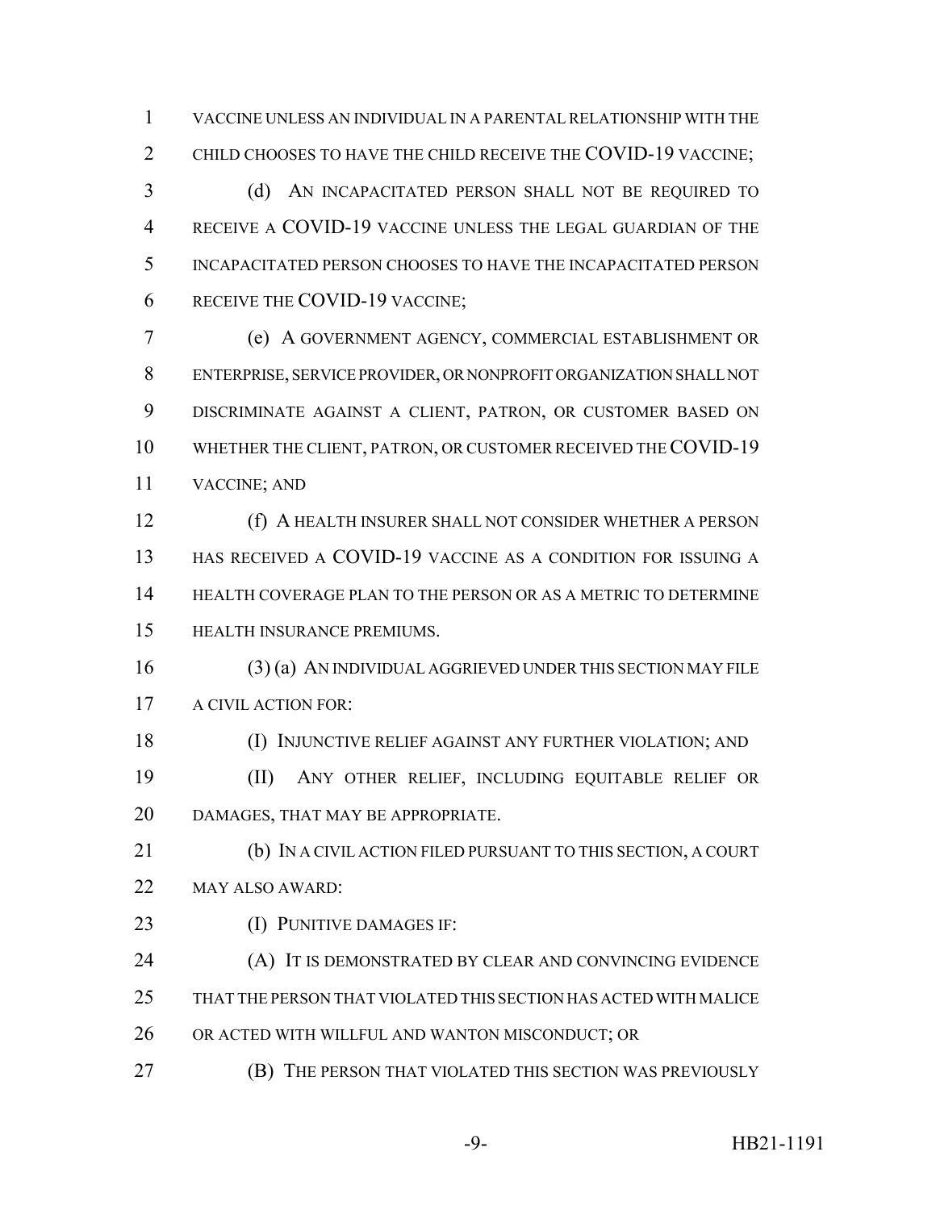VACCINE UNLESS AN INDIVIDUAL IN A PARENTAL RELATIONSHIP WITH THE CHILD CHOOSES TO HAVE THE CHILD RECEIVE THE COVID-19 VACCINE;

(d) AN INCAPACITATED PERSON SHALL NOT BE REQUIRED TO RECEIVE A COVID-19 VACCINE UNLESS THE LEGAL GUARDIAN OF THE INCAPACITATED PERSON CHOOSES TO HAVE THE INCAPACITATED PERSON RECEIVE THE COVID-19 VACCINE;

(e) A GOVERNMENT AGENCY, COMMERCIAL ESTABLISHMENT OR ENTERPRISE, SERVICE PROVIDER, OR NONPROFIT ORGANIZATION SHALL NOT DISCRIMINATE AGAINST A CLIENT, PATRON, OR CUSTOMER BASED ON WHETHER THE CLIENT, PATRON, OR CUSTOMER RECEIVED THE COVID-19 VACCINE; AND

(f) A HEALTH INSURER SHALL NOT CONSIDER WHETHER A PERSON HAS RECEIVED A COVID-19 VACCINE AS A CONDITION FOR ISSUING A HEALTH COVERAGE PLAN TO THE PERSON OR AS A METRIC TO DETERMINE HEALTH INSURANCE PREMIUMS.

(3) (a) AN INDIVIDUAL AGGRIEVED UNDER THIS SECTION MAY FILE A CIVIL ACTION FOR:

(I) INJUNCTIVE RELIEF AGAINST ANY FURTHER VIOLATION; AND

(II) ANY OTHER RELIEF, INCLUDING EQUITABLE RELIEF OR DAMAGES, THAT MAY BE APPROPRIATE.

(b) IN A CIVIL ACTION FILED PURSUANT TO THIS SECTION, A COURT MAY ALSO AWARD:

(I) PUNITIVE DAMAGES IF:

(A) IT IS DEMONSTRATED BY CLEAR AND CONVINCING EVIDENCE THAT THE PERSON THAT VIOLATED THIS SECTION HAS ACTED WITH MALICE OR ACTED WITH WILLFUL AND WANTON MISCONDUCT; OR

(B) THE PERSON THAT VIOLATED THIS SECTION WAS PREVIOUSLY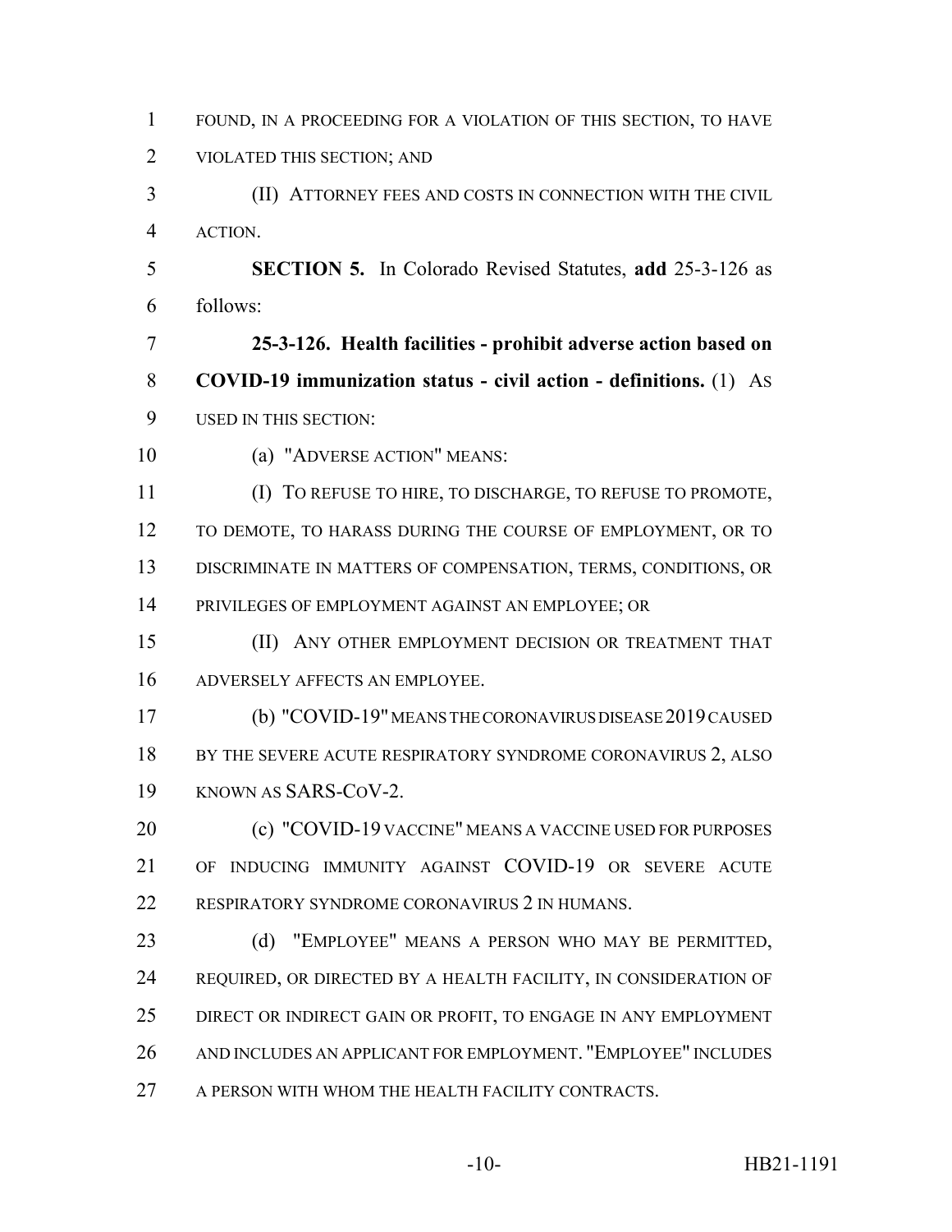FOUND, IN A PROCEEDING FOR A VIOLATION OF THIS SECTION, TO HAVE VIOLATED THIS SECTION; AND

(II) ATTORNEY FEES AND COSTS IN CONNECTION WITH THE CIVIL ACTION.

**SECTION 5.** In Colorado Revised Statutes, **add** 25-3-126 as follows:

**25-3-126. Health facilities - prohibit adverse action based on COVID-19 immunization status - civil action - definitions.** (1) AS USED IN THIS SECTION:

(a) "ADVERSE ACTION" MEANS:

(I) TO REFUSE TO HIRE, TO DISCHARGE, TO REFUSE TO PROMOTE, TO DEMOTE, TO HARASS DURING THE COURSE OF EMPLOYMENT, OR TO DISCRIMINATE IN MATTERS OF COMPENSATION, TERMS, CONDITIONS, OR PRIVILEGES OF EMPLOYMENT AGAINST AN EMPLOYEE; OR

(II) ANY OTHER EMPLOYMENT DECISION OR TREATMENT THAT ADVERSELY AFFECTS AN EMPLOYEE.

(b) "COVID-19" MEANS THE CORONAVIRUS DISEASE 2019 CAUSED BY THE SEVERE ACUTE RESPIRATORY SYNDROME CORONAVIRUS 2, ALSO KNOWN AS SARS-COV-2.

(c) "COVID-19 VACCINE" MEANS A VACCINE USED FOR PURPOSES OF INDUCING IMMUNITY AGAINST COVID-19 OR SEVERE ACUTE RESPIRATORY SYNDROME CORONAVIRUS 2 IN HUMANS.

(d) "EMPLOYEE" MEANS A PERSON WHO MAY BE PERMITTED, REQUIRED, OR DIRECTED BY A HEALTH FACILITY, IN CONSIDERATION OF DIRECT OR INDIRECT GAIN OR PROFIT, TO ENGAGE IN ANY EMPLOYMENT AND INCLUDES AN APPLICANT FOR EMPLOYMENT. "EMPLOYEE" INCLUDES A PERSON WITH WHOM THE HEALTH FACILITY CONTRACTS.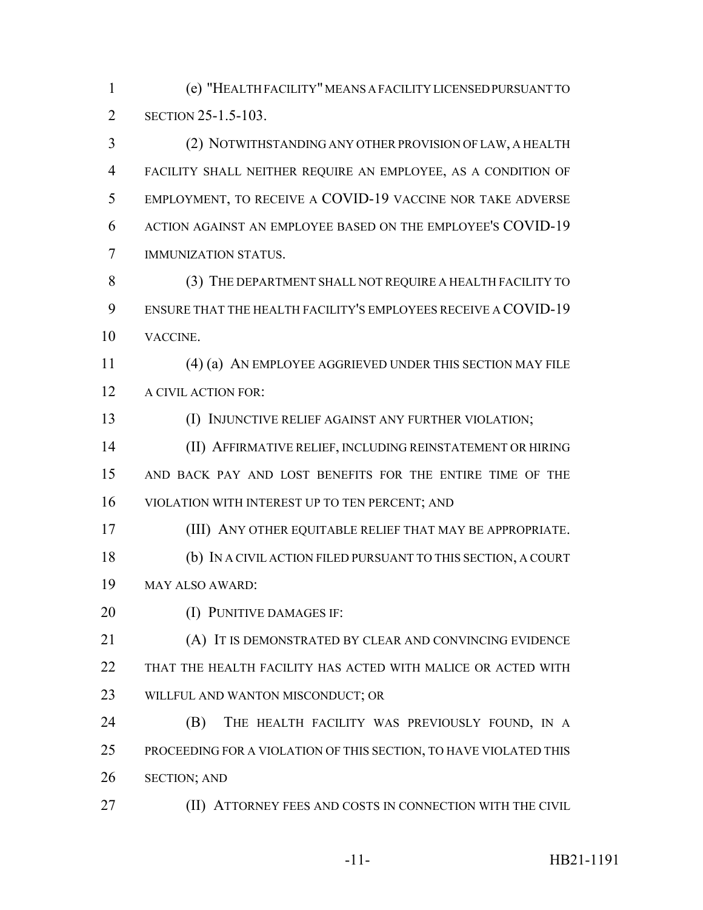(e) "HEALTH FACILITY" MEANS A FACILITY LICENSED PURSUANT TO SECTION 25-1.5-103.

(2) NOTWITHSTANDING ANY OTHER PROVISION OF LAW, A HEALTH FACILITY SHALL NEITHER REQUIRE AN EMPLOYEE, AS A CONDITION OF EMPLOYMENT, TO RECEIVE A COVID-19 VACCINE NOR TAKE ADVERSE ACTION AGAINST AN EMPLOYEE BASED ON THE EMPLOYEE'S COVID-19 IMMUNIZATION STATUS.

(3) THE DEPARTMENT SHALL NOT REQUIRE A HEALTH FACILITY TO ENSURE THAT THE HEALTH FACILITY'S EMPLOYEES RECEIVE A COVID-19 VACCINE.

(4) (a) AN EMPLOYEE AGGRIEVED UNDER THIS SECTION MAY FILE A CIVIL ACTION FOR:

(I) INJUNCTIVE RELIEF AGAINST ANY FURTHER VIOLATION;

(II) AFFIRMATIVE RELIEF, INCLUDING REINSTATEMENT OR HIRING AND BACK PAY AND LOST BENEFITS FOR THE ENTIRE TIME OF THE VIOLATION WITH INTEREST UP TO TEN PERCENT; AND

(III) ANY OTHER EQUITABLE RELIEF THAT MAY BE APPROPRIATE.

(b) IN A CIVIL ACTION FILED PURSUANT TO THIS SECTION, A COURT MAY ALSO AWARD:

(I) PUNITIVE DAMAGES IF:

(A) IT IS DEMONSTRATED BY CLEAR AND CONVINCING EVIDENCE THAT THE HEALTH FACILITY HAS ACTED WITH MALICE OR ACTED WITH WILLFUL AND WANTON MISCONDUCT; OR

(B) THE HEALTH FACILITY WAS PREVIOUSLY FOUND, IN A PROCEEDING FOR A VIOLATION OF THIS SECTION, TO HAVE VIOLATED THIS SECTION; AND

(II) ATTORNEY FEES AND COSTS IN CONNECTION WITH THE CIVIL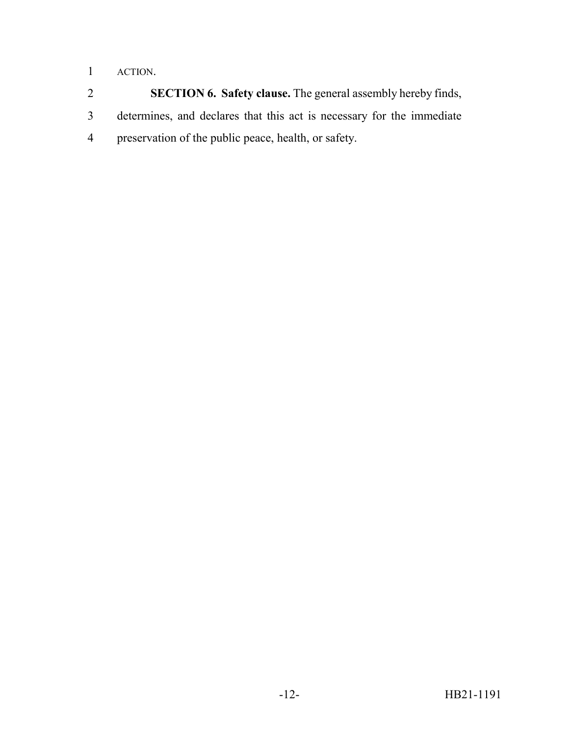ACTION.

**SECTION 6. Safety clause.** The general assembly hereby finds, determines, and declares that this act is necessary for the immediate preservation of the public peace, health, or safety.